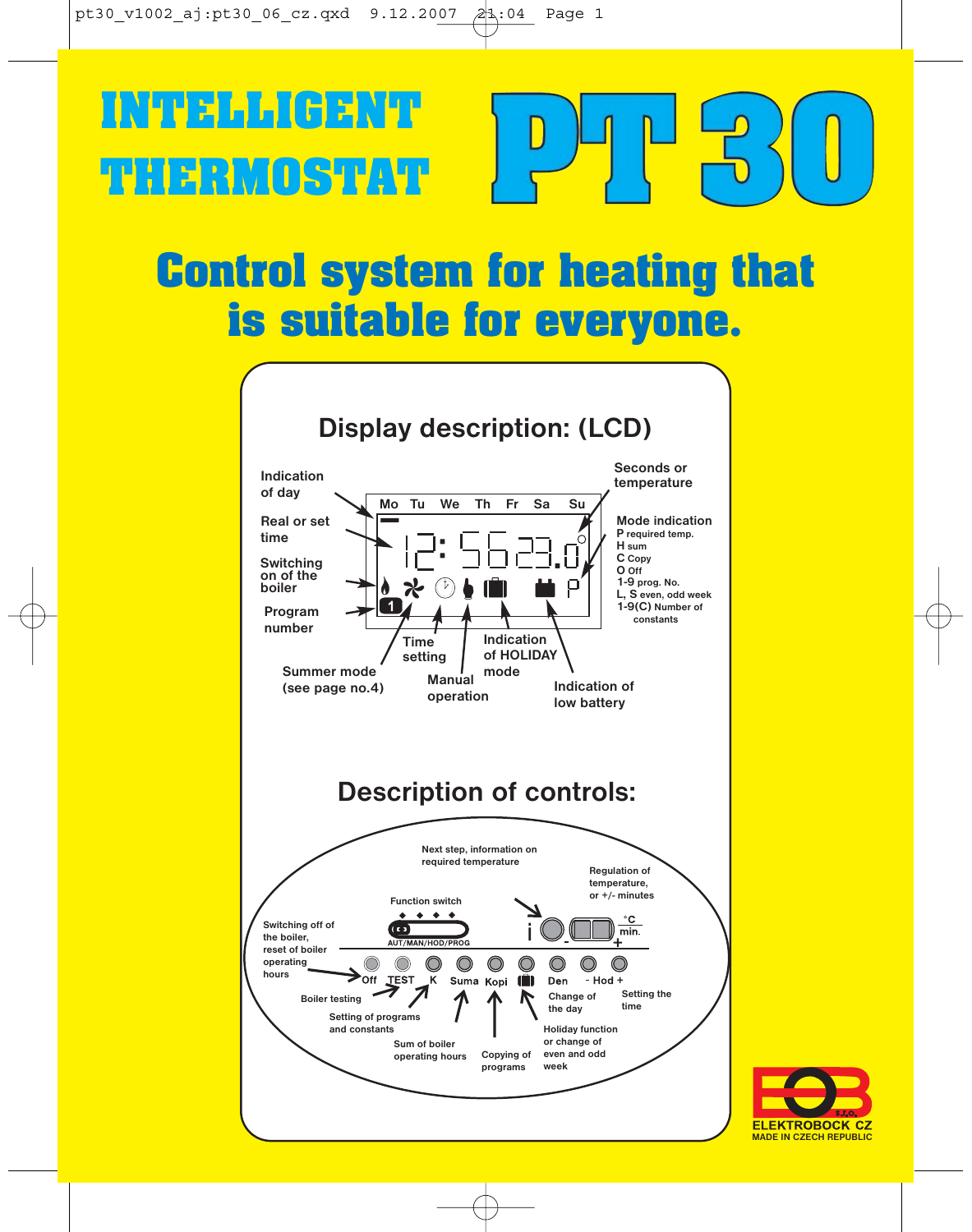# INTELLIGENT THERMOSTAT PT 30

## Control system for heating that is suitable for everyone.

### Display description: (LCD)

- Indication of day
- Real or set time
- Switching on of the boiler
- Program number
- Summer mode (see page no.4)
- Time setting
- Manual operation
- Indication of HOLIDAY mode
- Indication of low battery
- Seconds or temperature
- Mode indication
  - **P** required temp.
  - **H** sum
  - **C** Copy
  - **O** Off
  - **1-9** prog. No.
  - **L, S** even, odd week
  - **1-9(C)** Number of constants

### Description of controls:

- Off – Switching off of the boiler, reset of boiler operating hours
- TEST – Boiler testing
- K – Setting of programs and constants
- Suma – Sum of boiler operating hours
- Kopi – Copying of programs
- Holiday function or change of even and odd week
- Den – Change of the day
- - Hod + – Setting the time
- Function switch – AUT/MAN/HOD/PROG
- i – Next step, information on required temperature
- °C min. - + – Regulation of temperature, or +/- minutes

ELEKTROBOCK CZ
MADE IN CZECH REPUBLIC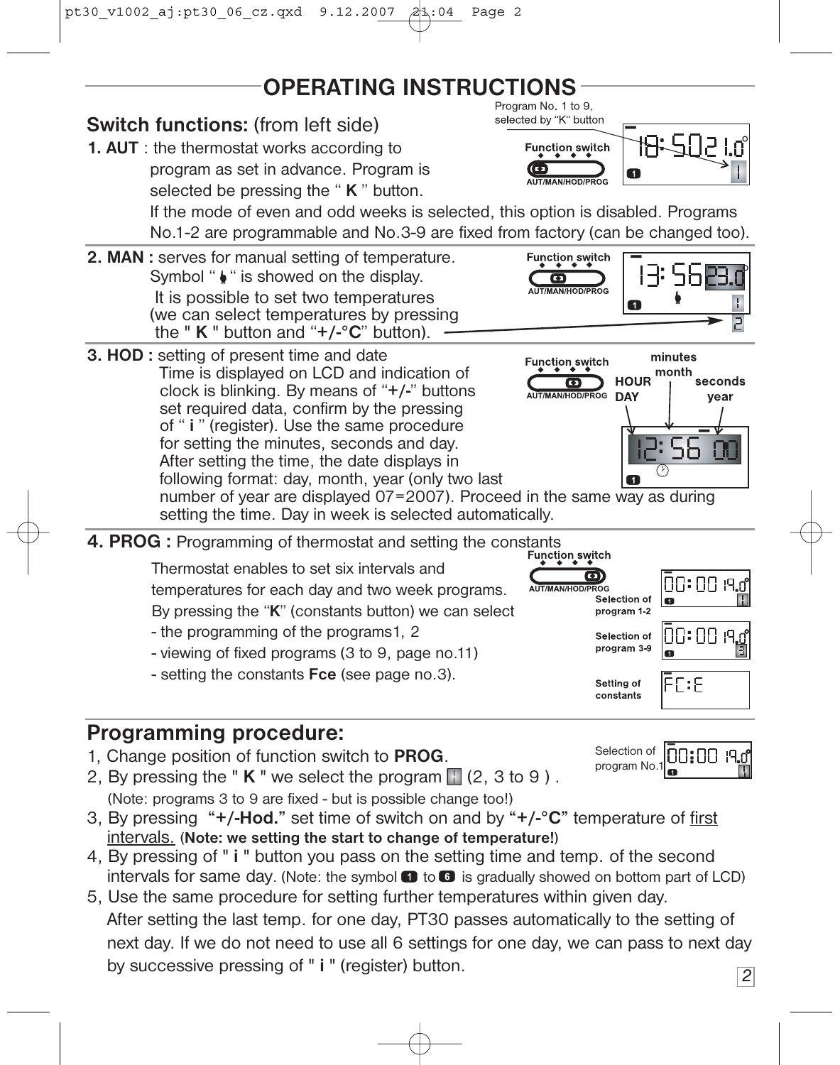# OPERATING INSTRUCTIONS

## Switch functions: (from left side)

**1. AUT** : the thermostat works according to program as set in advance. Program is selected be pressing the " **K** " button.

If the mode of even and odd weeks is selected, this option is disabled. Programs No.1-2 are programmable and No.3-9 are fixed from factory (can be changed too).

Program No. 1 to 9, selected by "K" button

Function switch
AUT/MAN/HOD/PROG

**2. MAN :** serves for manual setting of temperature. Symbol " " is showed on the display. It is possible to set two temperatures (we can select temperatures by pressing the " **K** " button and "**+/-°C**" button).

**3. HOD :** setting of present time and date

Time is displayed on LCD and indication of clock is blinking. By means of "**+/-**" buttons set required data, confirm by the pressing of " **i** " (register). Use the same procedure for setting the minutes, seconds and day. After setting the time, the date displays in following format: day, month, year (only two last number of year are displayed 07=2007). Proceed in the same way as during setting the time. Day in week is selected automatically.

HOUR / DAY, minutes / month, seconds / year

**4. PROG :** Programming of thermostat and setting the constants

Thermostat enables to set six intervals and temperatures for each day and two week programs. By pressing the "**K**" (constants button) we can select

- the programming of the programs1, 2
- viewing of fixed programs (3 to 9, page no.11)
- setting the constants **Fce** (see page no.3).

Selection of program 1-2

Selection of program 3-9

Setting of constants

## Programming procedure:

1, Change position of function switch to **PROG**.

2, By pressing the " **K** " we select the program (2, 3 to 9 ).
(Note: programs 3 to 9 are fixed - but is possible change too!)

3, By pressing **"+/-Hod."** set time of switch on and by **"+/-°C"** temperature of first intervals. (**Note: we setting the start to change of temperature!**)

4, By pressing of " **i** " button you pass on the setting time and temp. of the second intervals for same day. (Note: the symbol 1 to 6 is gradually showed on bottom part of LCD)

5, Use the same procedure for setting further temperatures within given day.
After setting the last temp. for one day, PT30 passes automatically to the setting of next day. If we do not need to use all 6 settings for one day, we can pass to next day by successive pressing of " **i** " (register) button.

Selection of program No.1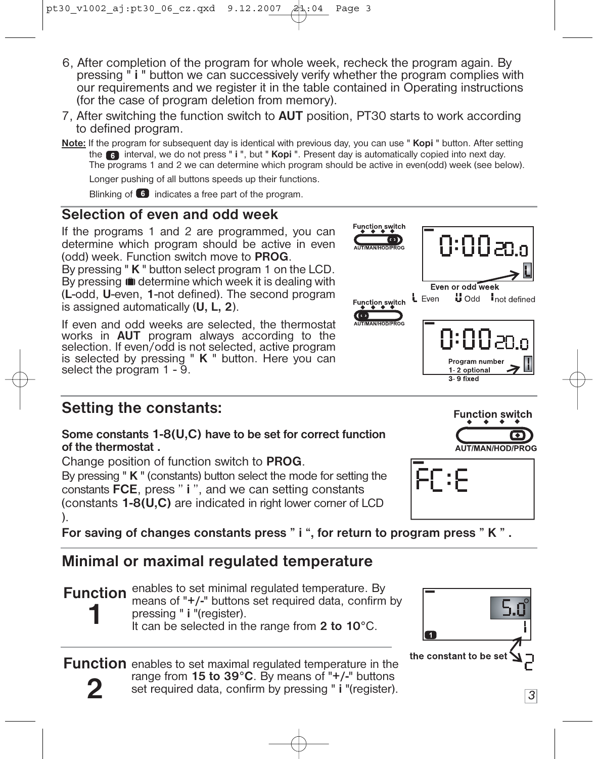6, After completion of the program for whole week, recheck the program again. By pressing " **i** " button we can successively verify whether the program complies with our requirements and we register it in the table contained in Operating instructions (for the case of program deletion from memory).

7, After switching the function switch to **AUT** position, PT30 starts to work according to defined program.

**Note:** If the program for subsequent day is identical with previous day, you can use " **Kopi** " button. After setting the 6 interval, we do not press " **i** ", but " **Kopi** ". Present day is automatically copied into next day. The programs 1 and 2 we can determine which program should be active in even(odd) week (see below).

Longer pushing of all buttons speeds up their functions.

Blinking of 6 indicates a free part of the program.

## Selection of even and odd week

If the programs 1 and 2 are programmed, you can determine which program should be active in even (odd) week. Function switch move to **PROG**.
By pressing " **K** " button select program 1 on the LCD. By pressing determine which week it is dealing with (**L**-odd, **U**-even, **1**-not defined). The second program is assigned automatically (**U, L, 2**).

If even and odd weeks are selected, the thermostat works in **AUT** program always according to the selection. If even/odd is not selected, active program is selected by pressing " **K** " button. Here you can select the program 1 - 9.

Function switch
AUT/MAN/HOD/PROG

0:00 20.0

Even or odd week
L Even U Odd 1 not defined

Function switch
AUT/MAN/HOD/PROG

0:00 20.0

Program number
1- 2 optional
3- 9 fixed

## Setting the constants:

**Some constants 1-8(U,C) have to be set for correct function of the thermostat .**

Change position of function switch to **PROG**.
By pressing " **K** " (constants) button select the mode for setting the constants **FCE**, press " **i** ", and we can setting constants (constants **1-8(U,C)** are indicated in right lower corner of LCD ).

Function switch
AUT/MAN/HOD/PROG

FC:E

**For saving of changes constants press " i ", for return to program press " K " .**

## Minimal or maximal regulated temperature

**Function 1** enables to set minimal regulated temperature. By means of "**+/-**" buttons set required data, confirm by pressing " **i** "(register).
It can be selected in the range from **2 to 10**°C.

5.0°
the constant to be set

**Function 2** enables to set maximal regulated temperature in the range from **15 to 39°C**. By means of "**+/-**" buttons set required data, confirm by pressing " **i** "(register).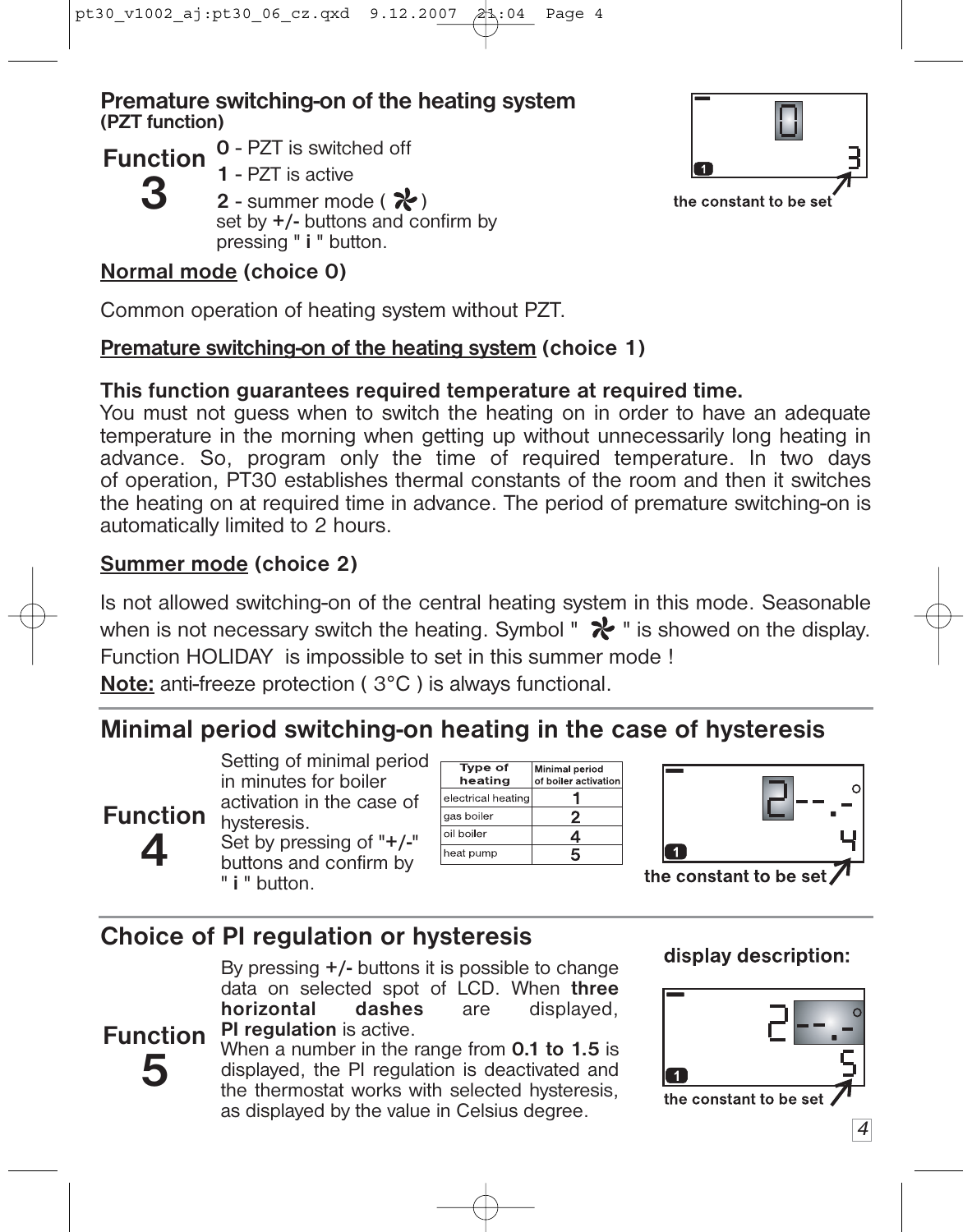## Premature switching-on of the heating system
**(PZT function)**

**Function 3**

**0** - PZT is switched off
**1** - PZT is active
**2** - summer mode ( ✲ )
set by **+/-** buttons and confirm by pressing " **i** " button.

the constant to be set

**Normal mode (choice 0)**

Common operation of heating system without PZT.

**Premature switching-on of the heating system (choice 1)**

**This function guarantees required temperature at required time.**
You must not guess when to switch the heating on in order to have an adequate temperature in the morning when getting up without unnecessarily long heating in advance. So, program only the time of required temperature. In two days of operation, PT30 establishes thermal constants of the room and then it switches the heating on at required time in advance. The period of premature switching-on is automatically limited to 2 hours.

**Summer mode (choice 2)**

Is not allowed switching-on of the central heating system in this mode. Seasonable when is not necessary switch the heating. Symbol " ✲ " is showed on the display.
Function HOLIDAY is impossible to set in this summer mode !
**Note:** anti-freeze protection ( 3°C ) is always functional.

## Minimal period switching-on heating in the case of hysteresis

**Function 4**

Setting of minimal period in minutes for boiler activation in the case of hysteresis.
Set by pressing of "**+/-**" buttons and confirm by " **i** " button.

| Type of heating | Minimal period of boiler activation |
|---|---|
| electrical heating | 1 |
| gas boiler | 2 |
| oil boiler | 4 |
| heat pump | 5 |

the constant to be set

## Choice of PI regulation or hysteresis

**Function 5**

By pressing **+/-** buttons it is possible to change data on selected spot of LCD. When **three horizontal dashes** are displayed, **PI regulation** is active.
When a number in the range from **0.1 to 1.5** is displayed, the PI regulation is deactivated and the thermostat works with selected hysteresis, as displayed by the value in Celsius degree.

**display description:**

the constant to be set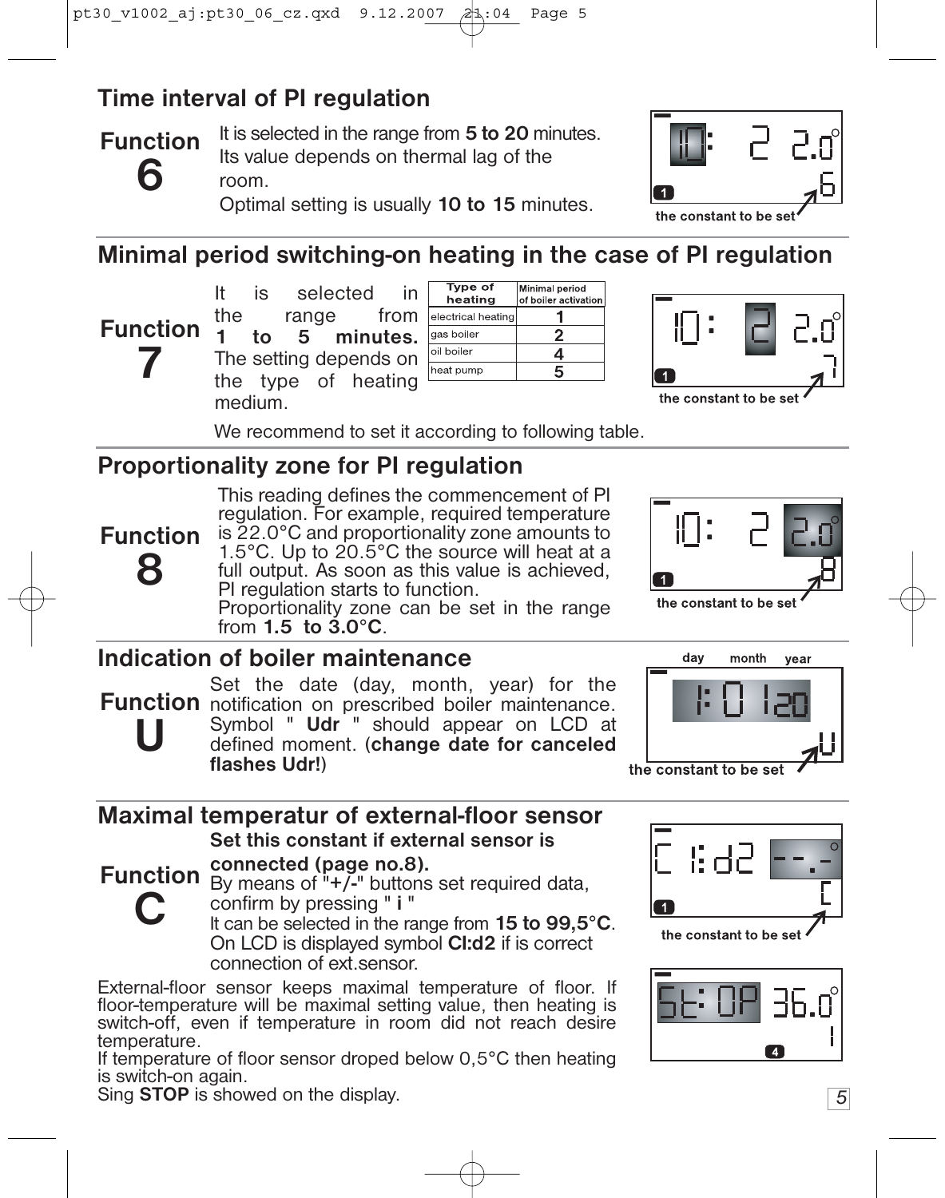## Time interval of PI regulation

**Function 6**

It is selected in the range from **5 to 20** minutes. Its value depends on thermal lag of the room.

Optimal setting is usually **10 to 15** minutes.

the constant to be set

## Minimal period switching-on heating in the case of PI regulation

**Function 7**

It is selected in the range from **1 to 5 minutes.** The setting depends on the type of heating medium.

| Type of heating | Minimal period of boiler activation |
|---|---|
| electrical heating | 1 |
| gas boiler | 2 |
| oil boiler | 4 |
| heat pump | 5 |

We recommend to set it according to following table.

the constant to be set

## Proportionality zone for PI regulation

**Function 8**

This reading defines the commencement of PI regulation. For example, required temperature is 22.0°C and proportionality zone amounts to 1.5°C. Up to 20.5°C the source will heat at a full output. As soon as this value is achieved, PI regulation starts to function.

Proportionality zone can be set in the range from **1.5 to 3.0°C**.

the constant to be set

## Indication of boiler maintenance

**Function U**

Set the date (day, month, year) for the notification on prescribed boiler maintenance. Symbol " **Udr** " should appear on LCD at defined moment. (**change date for canceled flashes Udr!**)

day month year

the constant to be set

## Maximal temperatur of external-floor sensor

**Function C**

**Set this constant if external sensor is connected (page no.8).**

By means of "**+/-**" buttons set required data, confirm by pressing " **i** "

It can be selected in the range from **15 to 99,5°C**.

On LCD is displayed symbol **Cl:d2** if is correct connection of ext.sensor.

the constant to be set

External-floor sensor keeps maximal temperature of floor. If floor-temperature will be maximal setting value, then heating is switch-off, even if temperature in room did not reach desire temperature.

If temperature of floor sensor droped below 0,5°C then heating is switch-on again.

Sing **STOP** is showed on the display.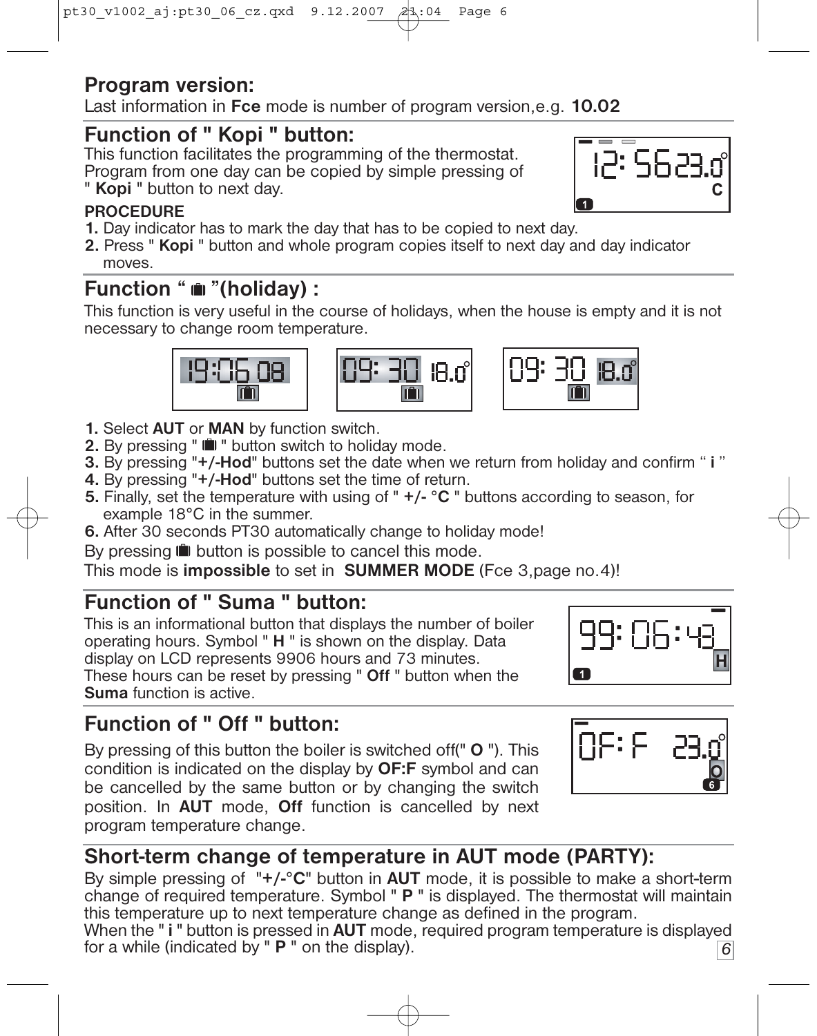## Program version:

Last information in **Fce** mode is number of program version,e.g. **10.02**

## Function of " Kopi " button:

This function facilitates the programming of the thermostat. Program from one day can be copied by simple pressing of " **Kopi** " button to next day.

**PROCEDURE**

1. Day indicator has to mark the day that has to be copied to next day.
2. Press " **Kopi** " button and whole program copies itself to next day and day indicator moves.

## Function " 💼 "(holiday) :

This function is very useful in the course of holidays, when the house is empty and it is not necessary to change room temperature.

1. Select **AUT** or **MAN** by function switch.
2. By pressing " 💼 " button switch to holiday mode.
3. By pressing "**+/-Hod**" buttons set the date when we return from holiday and confirm " **i** "
4. By pressing "**+/-Hod**" buttons set the time of return.
5. Finally, set the temperature with using of " **+/- °C** " buttons according to season, for example 18°C in the summer.
6. After 30 seconds PT30 automatically change to holiday mode!

By pressing 💼 button is possible to cancel this mode.

This mode is **impossible** to set in **SUMMER MODE** (Fce 3,page no.4)!

## Function of " Suma " button:

This is an informational button that displays the number of boiler operating hours. Symbol " **H** " is shown on the display. Data display on LCD represents 9906 hours and 73 minutes. These hours can be reset by pressing " **Off** " button when the **Suma** function is active.

## Function of " Off " button:

By pressing of this button the boiler is switched off(" **O** "). This condition is indicated on the display by **OF:F** symbol and can be cancelled by the same button or by changing the switch position. In **AUT** mode, **Off** function is cancelled by next program temperature change.

## Short-term change of temperature in AUT mode (PARTY):

By simple pressing of "**+/-°C**" button in **AUT** mode, it is possible to make a short-term change of required temperature. Symbol " **P** " is displayed. The thermostat will maintain this temperature up to next temperature change as defined in the program.

When the " **i** " button is pressed in **AUT** mode, required program temperature is displayed for a while (indicated by " **P** " on the display).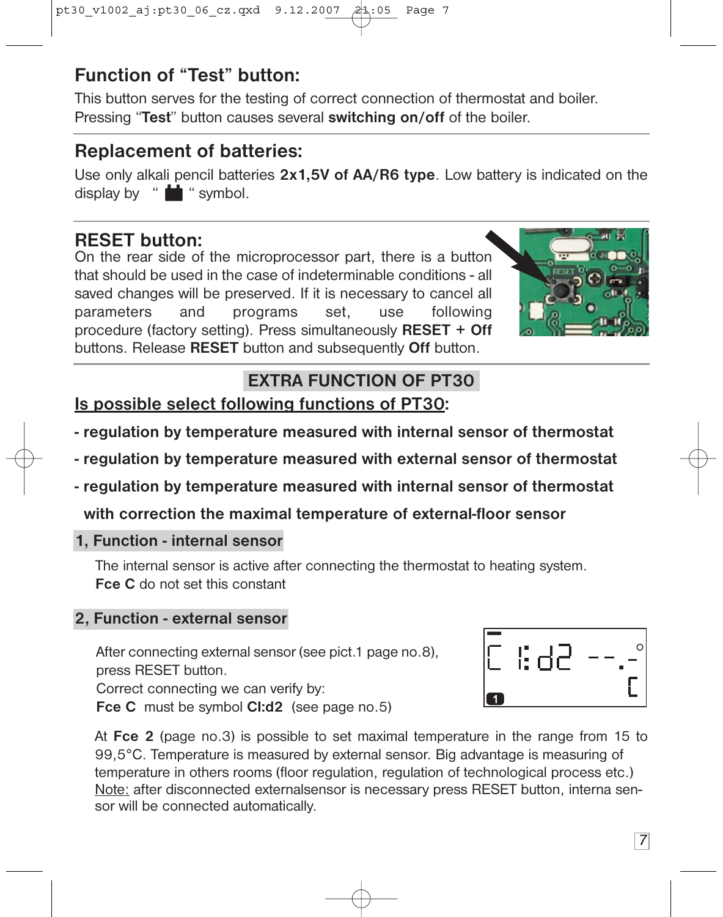## Function of "Test" button:

This button serves for the testing of correct connection of thermostat and boiler. Pressing "**Test**" button causes several **switching on/off** of the boiler.

## Replacement of batteries:

Use only alkali pencil batteries **2x1,5V of AA/R6 type**. Low battery is indicated on the display by " ▮ " symbol.

## RESET button:

On the rear side of the microprocessor part, there is a button that should be used in the case of indeterminable conditions - all saved changes will be preserved. If it is necessary to cancel all parameters and programs set, use following procedure (factory setting). Press simultaneously **RESET + Off** buttons. Release **RESET** button and subsequently **Off** button.

## EXTRA FUNCTION OF PT30

**Is possible select following functions of PT30:**

- **regulation by temperature measured with internal sensor of thermostat**
- **regulation by temperature measured with external sensor of thermostat**
- **regulation by temperature measured with internal sensor of thermostat with correction the maximal temperature of external-floor sensor**

### 1, Function - internal sensor

The internal sensor is active after connecting the thermostat to heating system.
**Fce C** do not set this constant

### 2, Function - external sensor

After connecting external sensor (see pict.1 page no.8), press RESET button.
Correct connecting we can verify by:
**Fce C** must be symbol **Cl:d2** (see page no.5)

At **Fce 2** (page no.3) is possible to set maximal temperature in the range from 15 to 99,5°C. Temperature is measured by external sensor. Big advantage is measuring of temperature in others rooms (floor regulation, regulation of technological process etc.)
Note: after disconnected externalsensor is necessary press RESET button, interna sensor will be connected automatically.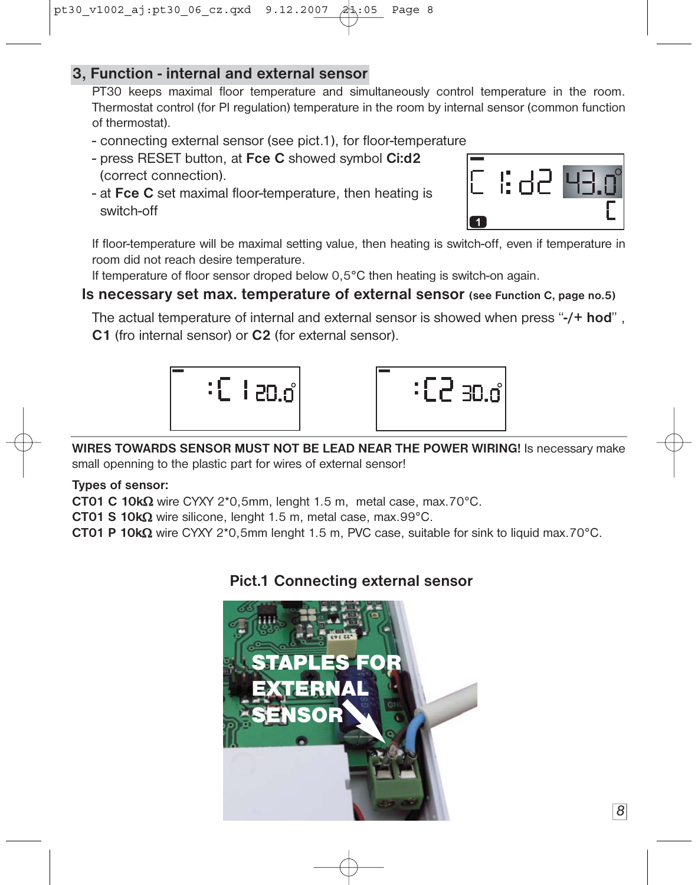## 3, Function - internal and external sensor

PT30 keeps maximal floor temperature and simultaneously control temperature in the room. Thermostat control (for PI regulation) temperature in the room by internal sensor (common function of thermostat).

- connecting external sensor (see pict.1), for floor-temperature
- press RESET button, at **Fce C** showed symbol **Ci:d2** (correct connection).
- at **Fce C** set maximal floor-temperature, then heating is switch-off

If floor-temperature will be maximal setting value, then heating is switch-off, even if temperature in room did not reach desire temperature.
If temperature of floor sensor droped below 0,5°C then heating is switch-on again.

**Is necessary set max. temperature of external sensor (see Function C, page no.5)**

The actual temperature of internal and external sensor is showed when press "**-/+ hod**" , **C1** (fro internal sensor) or **C2** (for external sensor).

**WIRES TOWARDS SENSOR MUST NOT BE LEAD NEAR THE POWER WIRING!** Is necessary make small openning to the plastic part for wires of external sensor!

**Types of sensor:**
**CT01 C 10kΩ** wire CYXY 2*0,5mm, lenght 1.5 m, metal case, max.70°C.
**CT01 S 10kΩ** wire silicone, lenght 1.5 m, metal case, max.99°C.
**CT01 P 10kΩ** wire CYXY 2*0,5mm lenght 1.5 m, PVC case, suitable for sink to liquid max.70°C.

**Pict.1 Connecting external sensor**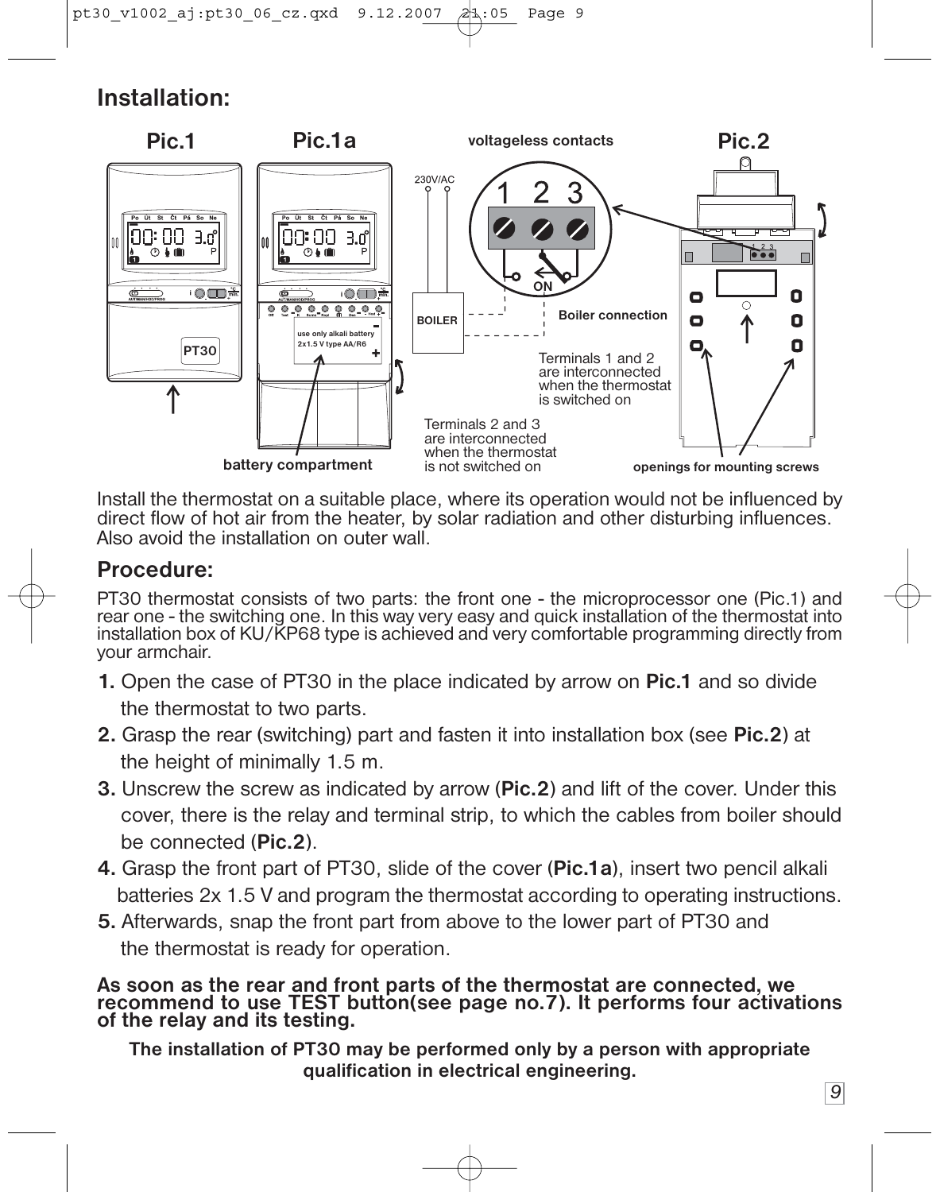## Installation:

Pic.1

Pic.1a

voltageless contacts

Pic.2

230V/AC

1 2 3

ON

BOILER

Boiler connection

Terminals 1 and 2 are interconnected when the thermostat is switched on

Terminals 2 and 3 are interconnected when the thermostat is not switched on

battery compartment

openings for mounting screws

use only alkali battery 2x1.5 V type AA/R6

Install the thermostat on a suitable place, where its operation would not be influenced by direct flow of hot air from the heater, by solar radiation and other disturbing influences. Also avoid the installation on outer wall.

## Procedure:

PT30 thermostat consists of two parts: the front one - the microprocessor one (Pic.1) and rear one - the switching one. In this way very easy and quick installation of the thermostat into installation box of KU/KP68 type is achieved and very comfortable programming directly from your armchair.

1. Open the case of PT30 in the place indicated by arrow on **Pic.1** and so divide the thermostat to two parts.
2. Grasp the rear (switching) part and fasten it into installation box (see **Pic.2**) at the height of minimally 1.5 m.
3. Unscrew the screw as indicated by arrow (**Pic.2**) and lift of the cover. Under this cover, there is the relay and terminal strip, to which the cables from boiler should be connected (**Pic.2**).
4. Grasp the front part of PT30, slide of the cover (**Pic.1a**), insert two pencil alkali batteries 2x 1.5 V and program the thermostat according to operating instructions.
5. Afterwards, snap the front part from above to the lower part of PT30 and the thermostat is ready for operation.

**As soon as the rear and front parts of the thermostat are connected, we recommend to use TEST button(see page no.7). It performs four activations of the relay and its testing.**

**The installation of PT30 may be performed only by a person with appropriate qualification in electrical engineering.**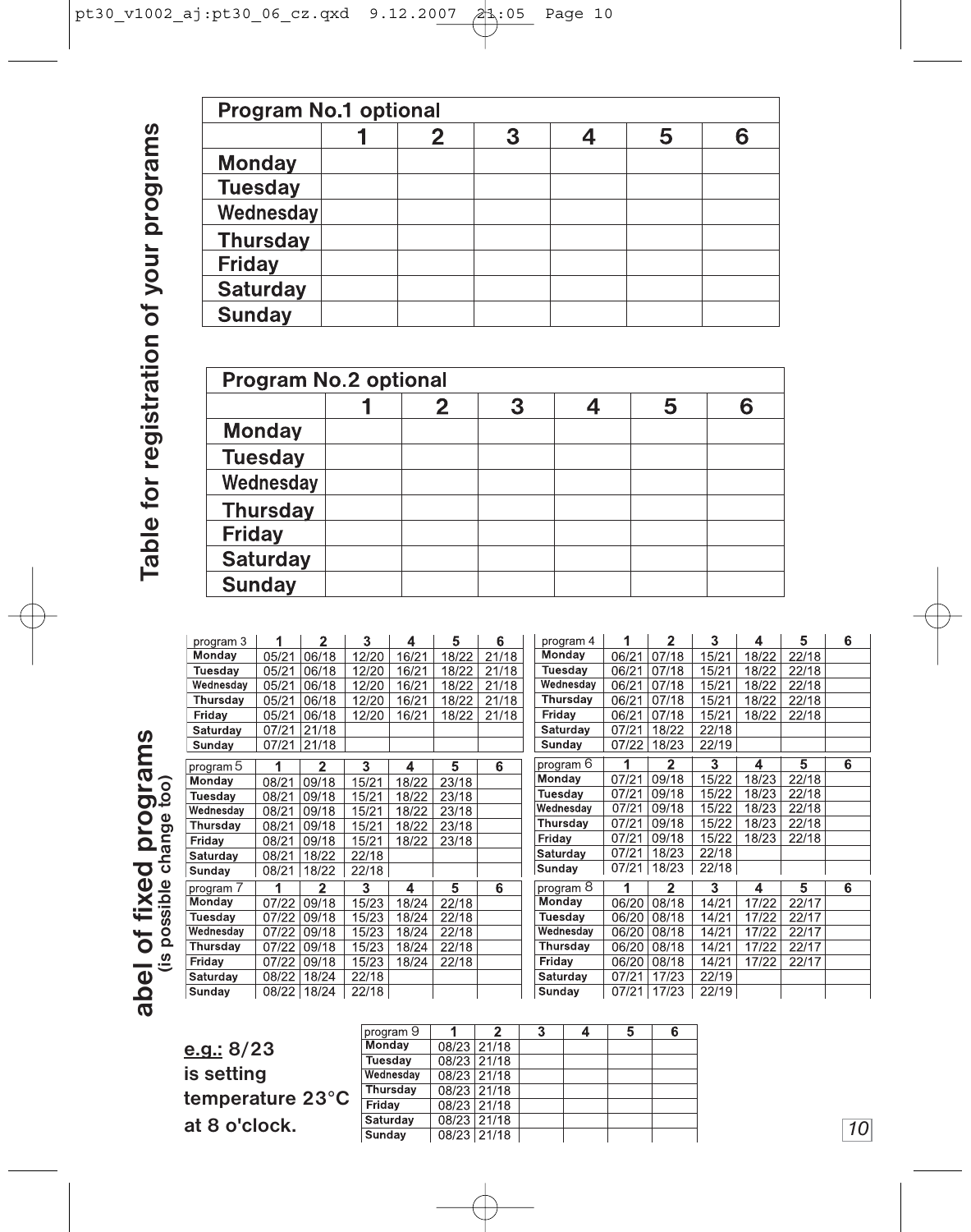## Table for registration of your programs

| Program No.1 optional | 1 | 2 | 3 | 4 | 5 | 6 |
|---|---|---|---|---|---|---|
| Monday | | | | | | |
| Tuesday | | | | | | |
| Wednesday | | | | | | |
| Thursday | | | | | | |
| Friday | | | | | | |
| Saturday | | | | | | |
| Sunday | | | | | | |

| Program No.2 optional | 1 | 2 | 3 | 4 | 5 | 6 |
|---|---|---|---|---|---|---|
| Monday | | | | | | |
| Tuesday | | | | | | |
| Wednesday | | | | | | |
| Thursday | | | | | | |
| Friday | | | | | | |
| Saturday | | | | | | |
| Sunday | | | | | | |

## abel of fixed programs
(is possible change too)

| program 3 | 1 | 2 | 3 | 4 | 5 | 6 |
|---|---|---|---|---|---|---|
| Monday | 05/21 | 06/18 | 12/20 | 16/21 | 18/22 | 21/18 |
| Tuesday | 05/21 | 06/18 | 12/20 | 16/21 | 18/22 | 21/18 |
| Wednesday | 05/21 | 06/18 | 12/20 | 16/21 | 18/22 | 21/18 |
| Thursday | 05/21 | 06/18 | 12/20 | 16/21 | 18/22 | 21/18 |
| Friday | 05/21 | 06/18 | 12/20 | 16/21 | 18/22 | 21/18 |
| Saturday | 07/21 | 21/18 | | | | |
| Sunday | 07/21 | 21/18 | | | | |

| program 4 | 1 | 2 | 3 | 4 | 5 | 6 |
|---|---|---|---|---|---|---|
| Monday | 06/21 | 07/18 | 15/21 | 18/22 | 22/18 | |
| Tuesday | 06/21 | 07/18 | 15/21 | 18/22 | 22/18 | |
| Wednesday | 06/21 | 07/18 | 15/21 | 18/22 | 22/18 | |
| Thursday | 06/21 | 07/18 | 15/21 | 18/22 | 22/18 | |
| Friday | 06/21 | 07/18 | 15/21 | 18/22 | 22/18 | |
| Saturday | 07/21 | 18/22 | 22/18 | | | |
| Sunday | 07/22 | 18/23 | 22/19 | | | |

| program 5 | 1 | 2 | 3 | 4 | 5 | 6 |
|---|---|---|---|---|---|---|
| Monday | 08/21 | 09/18 | 15/21 | 18/22 | 23/18 | |
| Tuesday | 08/21 | 09/18 | 15/21 | 18/22 | 23/18 | |
| Wednesday | 08/21 | 09/18 | 15/21 | 18/22 | 23/18 | |
| Thursday | 08/21 | 09/18 | 15/21 | 18/22 | 23/18 | |
| Friday | 08/21 | 09/18 | 15/21 | 18/22 | 23/18 | |
| Saturday | 08/21 | 18/22 | 22/18 | | | |
| Sunday | 08/21 | 18/22 | 22/18 | | | |

| program 6 | 1 | 2 | 3 | 4 | 5 | 6 |
|---|---|---|---|---|---|---|
| Monday | 07/21 | 09/18 | 15/22 | 18/23 | 22/18 | |
| Tuesday | 07/21 | 09/18 | 15/22 | 18/23 | 22/18 | |
| Wednesday | 07/21 | 09/18 | 15/22 | 18/23 | 22/18 | |
| Thursday | 07/21 | 09/18 | 15/22 | 18/23 | 22/18 | |
| Friday | 07/21 | 09/18 | 15/22 | 18/23 | 22/18 | |
| Saturday | 07/21 | 18/23 | 22/18 | | | |
| Sunday | 07/21 | 18/23 | 22/18 | | | |

| program 7 | 1 | 2 | 3 | 4 | 5 | 6 |
|---|---|---|---|---|---|---|
| Monday | 07/22 | 09/18 | 15/23 | 18/24 | 22/18 | |
| Tuesday | 07/22 | 09/18 | 15/23 | 18/24 | 22/18 | |
| Wednesday | 07/22 | 09/18 | 15/23 | 18/24 | 22/18 | |
| Thursday | 07/22 | 09/18 | 15/23 | 18/24 | 22/18 | |
| Friday | 07/22 | 09/18 | 15/23 | 18/24 | 22/18 | |
| Saturday | 08/22 | 18/24 | 22/18 | | | |
| Sunday | 08/22 | 18/24 | 22/18 | | | |

| program 8 | 1 | 2 | 3 | 4 | 5 | 6 |
|---|---|---|---|---|---|---|
| Monday | 06/20 | 08/18 | 14/21 | 17/22 | 22/17 | |
| Tuesday | 06/20 | 08/18 | 14/21 | 17/22 | 22/17 | |
| Wednesday | 06/20 | 08/18 | 14/21 | 17/22 | 22/17 | |
| Thursday | 06/20 | 08/18 | 14/21 | 17/22 | 22/17 | |
| Friday | 06/20 | 08/18 | 14/21 | 17/22 | 22/17 | |
| Saturday | 07/21 | 17/23 | 22/19 | | | |
| Sunday | 07/21 | 17/23 | 22/19 | | | |

**e.g.: 8/23 is setting temperature 23°C at 8 o'clock.**

| program 9 | 1 | 2 | 3 | 4 | 5 | 6 |
|---|---|---|---|---|---|---|
| Monday | 08/23 | 21/18 | | | | |
| Tuesday | 08/23 | 21/18 | | | | |
| Wednesday | 08/23 | 21/18 | | | | |
| Thursday | 08/23 | 21/18 | | | | |
| Friday | 08/23 | 21/18 | | | | |
| Saturday | 08/23 | 21/18 | | | | |
| Sunday | 08/23 | 21/18 | | | | |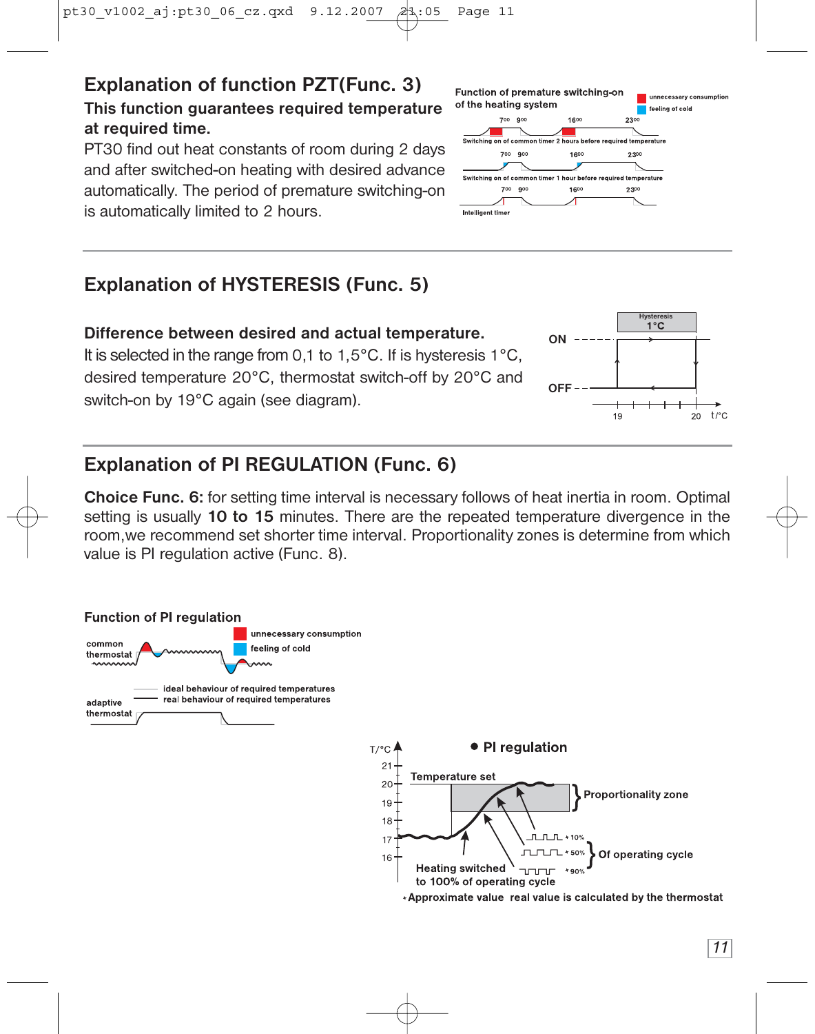## Explanation of function PZT(Func. 3)

**This function guarantees required temperature at required time.**

PT30 find out heat constants of room during 2 days and after switched-on heating with desired advance automatically. The period of premature switching-on is automatically limited to 2 hours.

Function of premature switching-on of the heating system

- unnecessary consumption
- feeling of cold

Switching on of common timer 2 hours before required temperature

Switching on of common timer 1 hour before required temperature

Intelligent timer

## Explanation of HYSTERESIS (Func. 5)

**Difference between desired and actual temperature.**

It is selected in the range from 0,1 to 1,5°C. If is hysteresis 1°C, desired temperature 20°C, thermostat switch-off by 20°C and switch-on by 19°C again (see diagram).

## Explanation of PI REGULATION (Func. 6)

**Choice Func. 6:** for setting time interval is necessary follows of heat inertia in room. Optimal setting is usually **10 to 15** minutes. There are the repeated temperature divergence in the room,we recommend set shorter time interval. Proportionality zones is determine from which value is PI regulation active (Func. 8).

**Function of PI regulation**

- unnecessary consumption
- feeling of cold
- ideal behaviour of required temperatures
- real behaviour of required temperatures

common thermostat

adaptive thermostat

**PI regulation**

Temperature set — Proportionality zone

Heating switched to 100% of operating cycle

*10%, *50%, *90% — Of operating cycle

*Approximate value real value is calculated by the thermostat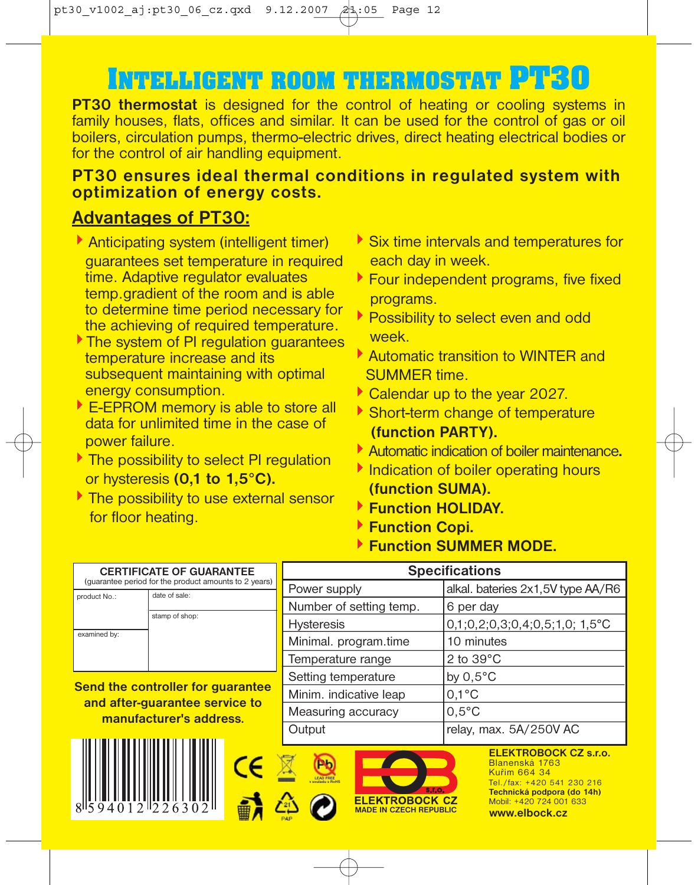# INTELLIGENT ROOM THERMOSTAT PT30

**PT30 thermostat** is designed for the control of heating or cooling systems in family houses, flats, offices and similar. It can be used for the control of gas or oil boilers, circulation pumps, thermo-electric drives, direct heating electrical bodies or for the control of air handling equipment.

**PT30 ensures ideal thermal conditions in regulated system with optimization of energy costs.**

## Advantages of PT30:

- Anticipating system (intelligent timer) guarantees set temperature in required time. Adaptive regulator evaluates temp.gradient of the room and is able to determine time period necessary for the achieving of required temperature.
- The system of PI regulation guarantees temperature increase and its subsequent maintaining with optimal energy consumption.
- E-EPROM memory is able to store all data for unlimited time in the case of power failure.
- The possibility to select PI regulation or hysteresis **(0,1 to 1,5°C).**
- The possibility to use external sensor for floor heating.
- Six time intervals and temperatures for each day in week.
- Four independent programs, five fixed programs.
- Possibility to select even and odd week.
- Automatic transition to WINTER and SUMMER time.
- Calendar up to the year 2027.
- Short-term change of temperature **(function PARTY).**
- Automatic indication of boiler maintenance**.**
- Indication of boiler operating hours **(function SUMA).**
- **Function HOLIDAY.**
- **Function Copi.**
- **Function SUMMER MODE.**

**CERTIFICATE OF GUARANTEE**
(guarantee period for the product amounts to 2 years)

| | |
|---|---|
| product No.: | date of sale: |
| | stamp of shop: |
| examined by: | |

**Send the controller for guarantee and after-guarantee service to manufacturer's address.**

| Specifications | |
|---|---|
| Power supply | alkal. bateries 2x1,5V type AA/R6 |
| Number of setting temp. | 6 per day |
| Hysteresis | 0,1;0,2;0,3;0,4;0,5;1,0; 1,5°C |
| Minimal. program.time | 10 minutes |
| Temperature range | 2 to 39°C |
| Setting temperature | by 0,5°C |
| Minim. indicative leap | 0,1°C |
| Measuring accuracy | 0,5°C |
| Output | relay, max. 5A/250V AC |

8 594012 226302

ELEKTROBOCK CZ
MADE IN CZECH REPUBLIC

**ELEKTROBOCK CZ s.r.o.**
Blanenská 1763
Kuřim 664 34
Tel./fax: +420 541 230 216
**Technická podpora (do 14h)**
Mobil: +420 724 001 633
**www.elbock.cz**